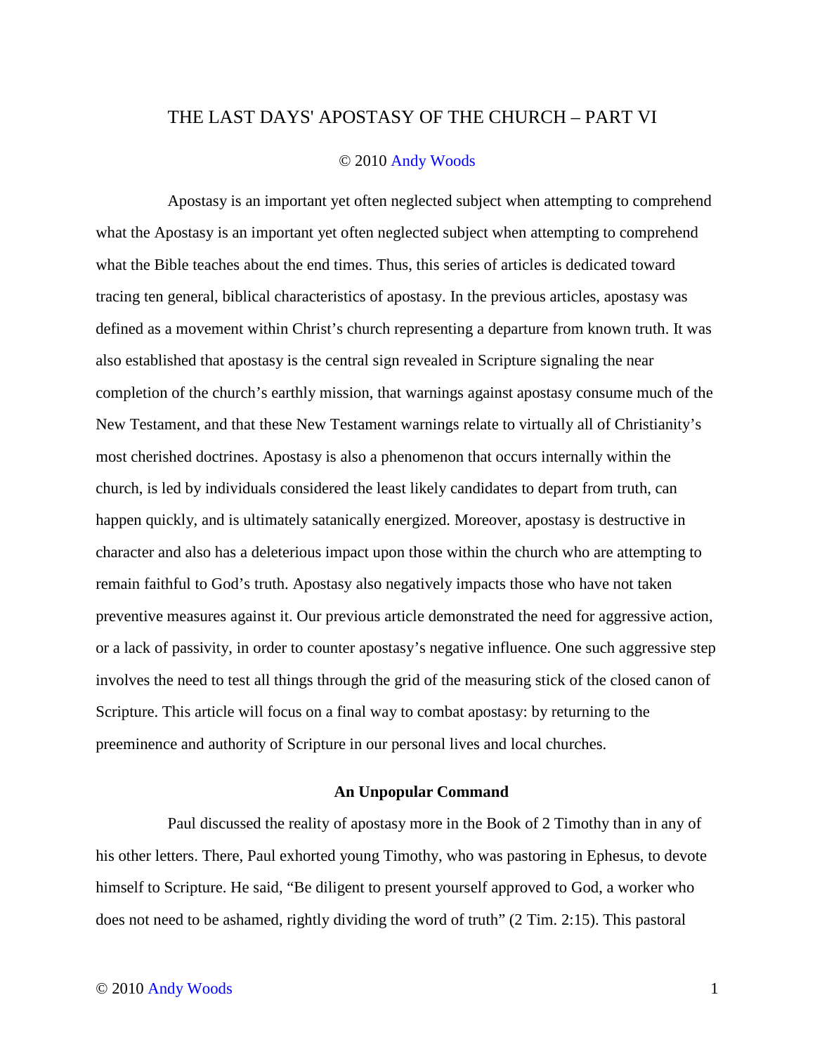# THE LAST DAYS' APOSTASY OF THE CHURCH – PART VI

© 2010 Andy Woods

Apostasy is an important yet often neglected subject when attempting to comprehend what the Apostasy is an important yet often neglected subject when attempting to comprehend what the Bible teaches about the end times. Thus, this series of articles is dedicated toward tracing ten general, biblical characteristics of apostasy. In the previous articles, apostasy was defined as a movement within Christ's church representing a departure from known truth. It was also established that apostasy is the central sign revealed in Scripture signaling the near completion of the church's earthly mission, that warnings against apostasy consume much of the New Testament, and that these New Testament warnings relate to virtually all of Christianity's most cherished doctrines. Apostasy is also a phenomenon that occurs internally within the church, is led by individuals considered the least likely candidates to depart from truth, can happen quickly, and is ultimately satanically energized. Moreover, apostasy is destructive in character and also has a deleterious impact upon those within the church who are attempting to remain faithful to God's truth. Apostasy also negatively impacts those who have not taken preventive measures against it. Our previous article demonstrated the need for aggressive action, or a lack of passivity, in order to counter apostasy's negative influence. One such aggressive step involves the need to test all things through the grid of the measuring stick of the closed canon of Scripture. This article will focus on a final way to combat apostasy: by returning to the preeminence and authority of Scripture in our personal lives and local churches.

### An Unpopular Command

Paul discussed the reality of apostasy more in the Book of 2 Timothy than in any of his other letters. There, Paul exhorted young Timothy, who was pastoring in Ephesus, to devote himself to Scripture. He said, "Be diligent to present yourself approved to God, a worker who does not need to be ashamed, rightly dividing the word of truth" (2 Tim. 2:15). This pastoral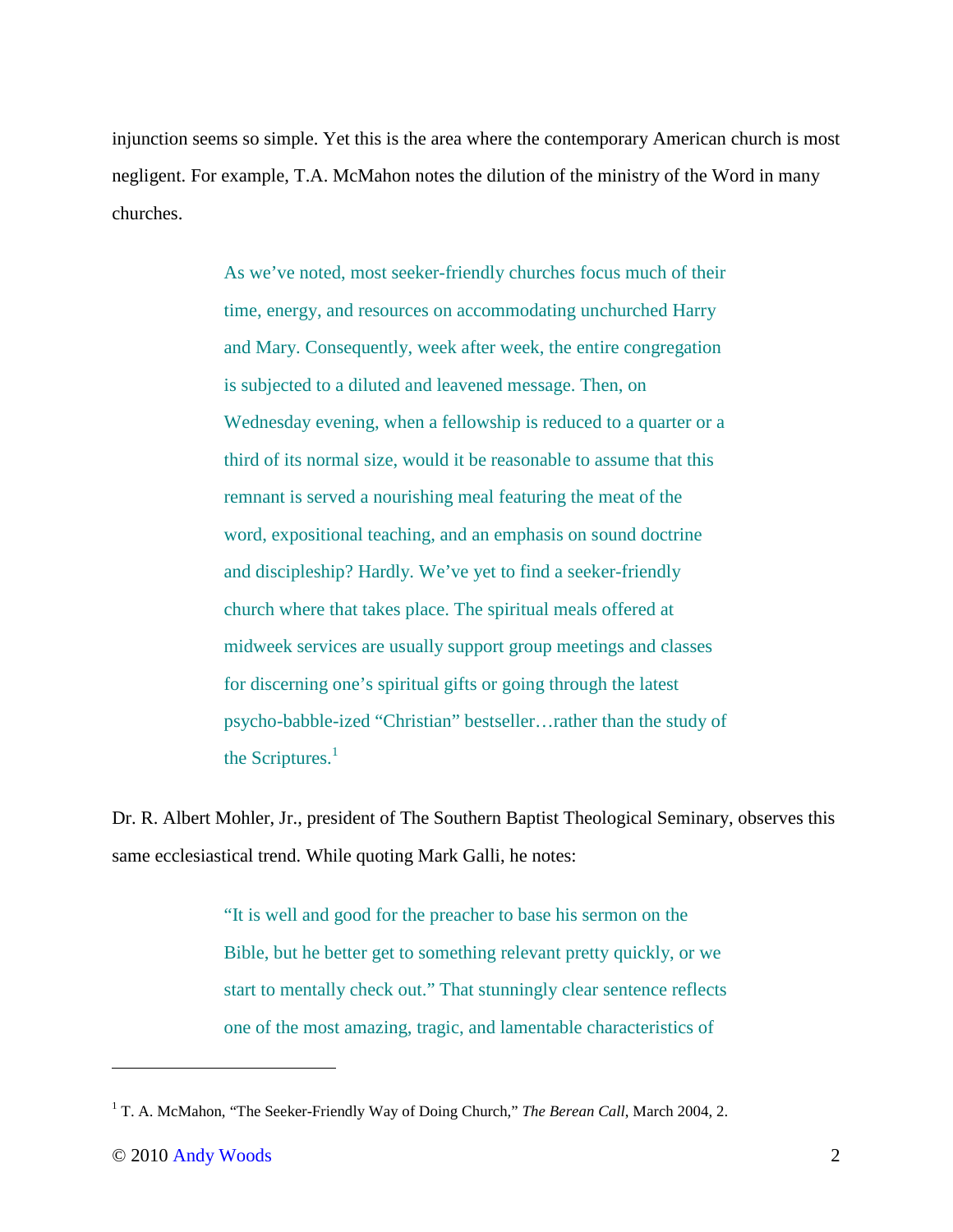injunction seems so simple. Yet this is the area where the contemporary American church is most negligent. For example, T.A. McMahon notes the dilution of the ministry of the Word in many churches.

> As we've noted, most seeker-friendly churches focus much of their time, energy, and resources on accommodating unchurched Harry and Mary. Consequently, week after week, the entire congregation is subjected to a diluted and leavened message. Then, on Wednesday evening, when a fellowship is reduced to a quarter or a third of its normal size, would it be reasonable to assume that this remnant is served a nourishing meal featuring the meat of the word, expositional teaching, and an emphasis on sound doctrine and discipleship? Hardly. We've yet to find a seeker-friendly church where that takes place. The spiritual meals offered at midweek services are usually support group meetings and classes for discerning one's spiritual gifts or going through the latest psycho-babble-ized "Christian" bestseller…rather than the study of the Scriptures.[1]

Dr. R. Albert Mohler, Jr., president of The Southern Baptist Theological Seminary, observes this same ecclesiastical trend. While quoting Mark Galli, he notes:

> "It is well and good for the preacher to base his sermon on the Bible, but he better get to something relevant pretty quickly, or we start to mentally check out." That stunningly clear sentence reflects one of the most amazing, tragic, and lamentable characteristics of

---

[1] T. A. McMahon, "The Seeker-Friendly Way of Doing Church," *The Berean Call*, March 2004, 2.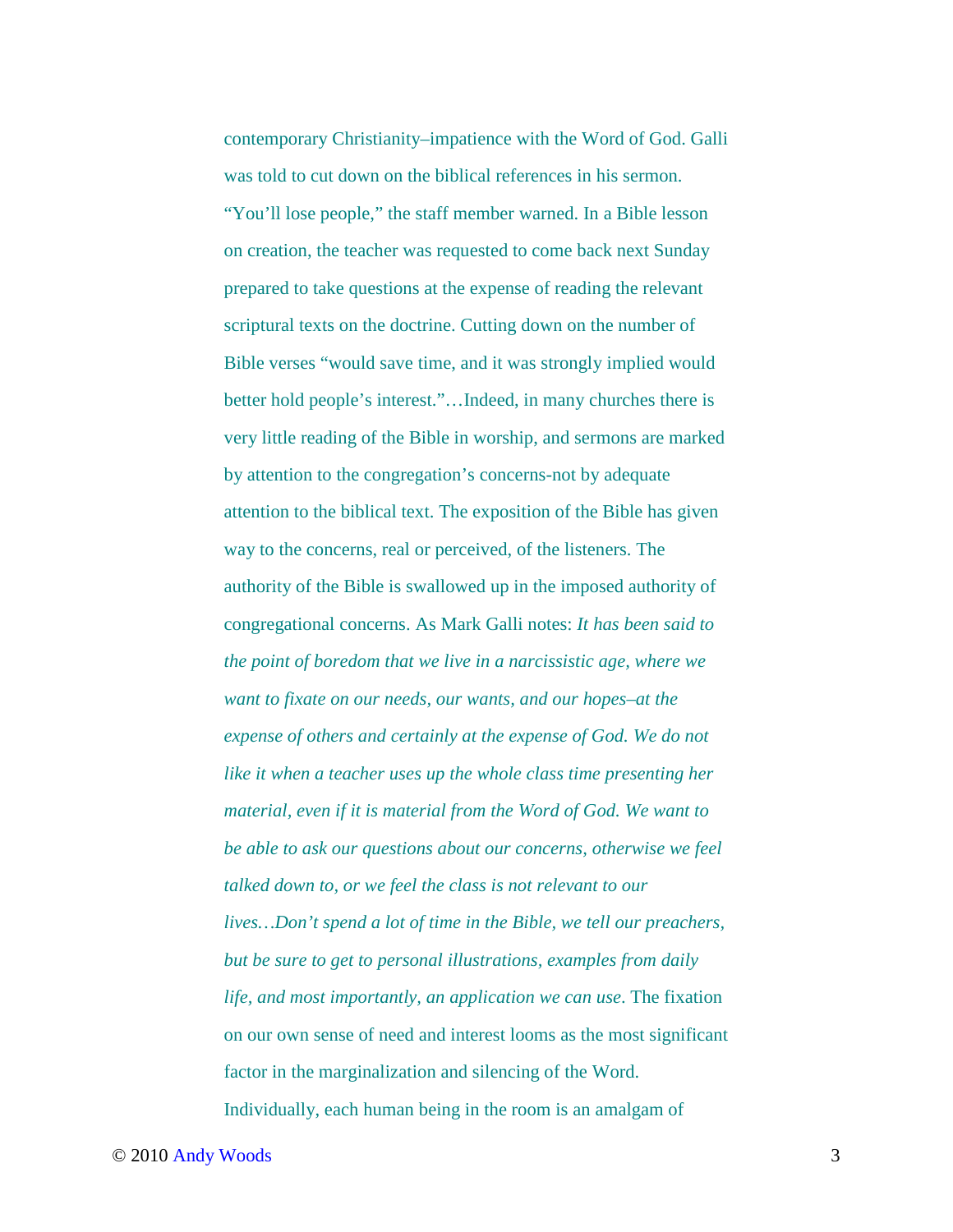contemporary Christianity–impatience with the Word of God. Galli was told to cut down on the biblical references in his sermon. "You'll lose people," the staff member warned. In a Bible lesson on creation, the teacher was requested to come back next Sunday prepared to take questions at the expense of reading the relevant scriptural texts on the doctrine. Cutting down on the number of Bible verses "would save time, and it was strongly implied would better hold people's interest."…Indeed, in many churches there is very little reading of the Bible in worship, and sermons are marked by attention to the congregation's concerns-not by adequate attention to the biblical text. The exposition of the Bible has given way to the concerns, real or perceived, of the listeners. The authority of the Bible is swallowed up in the imposed authority of congregational concerns. As Mark Galli notes: *It has been said to the point of boredom that we live in a narcissistic age, where we want to fixate on our needs, our wants, and our hopes–at the expense of others and certainly at the expense of God. We do not like it when a teacher uses up the whole class time presenting her material, even if it is material from the Word of God. We want to be able to ask our questions about our concerns, otherwise we feel talked down to, or we feel the class is not relevant to our lives…Don't spend a lot of time in the Bible, we tell our preachers, but be sure to get to personal illustrations, examples from daily life, and most importantly, an application we can use*. The fixation on our own sense of need and interest looms as the most significant factor in the marginalization and silencing of the Word. Individually, each human being in the room is an amalgam of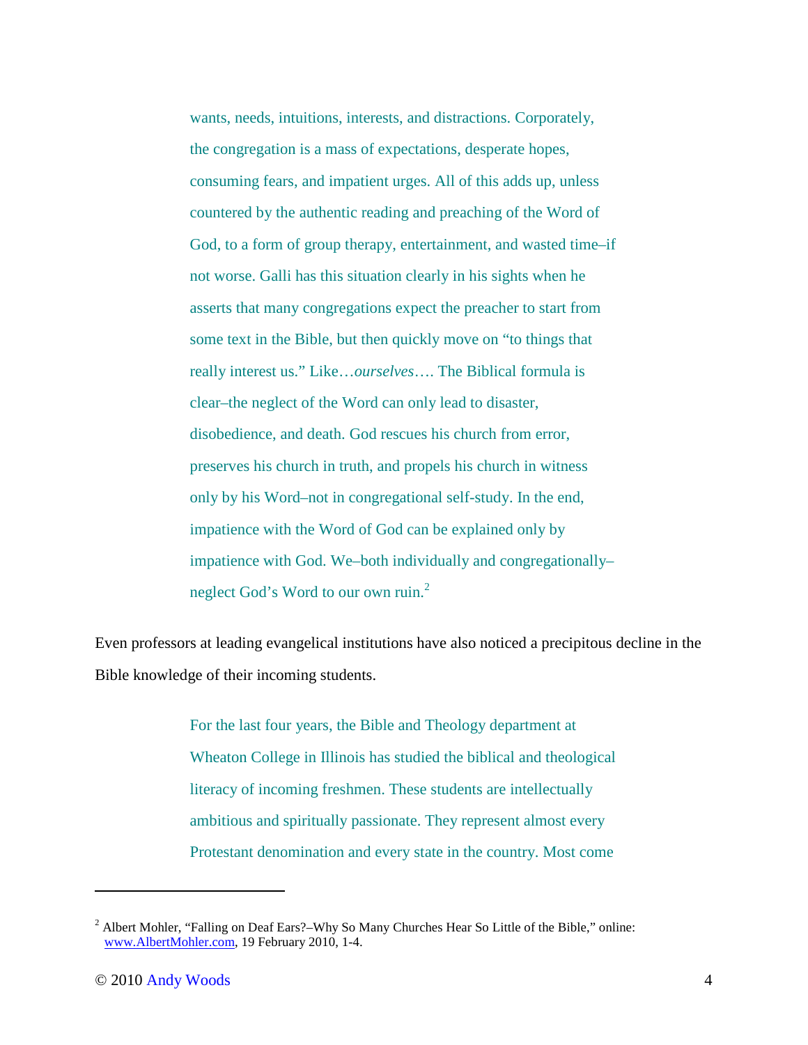> wants, needs, intuitions, interests, and distractions. Corporately, the congregation is a mass of expectations, desperate hopes, consuming fears, and impatient urges. All of this adds up, unless countered by the authentic reading and preaching of the Word of God, to a form of group therapy, entertainment, and wasted time–if not worse. Galli has this situation clearly in his sights when he asserts that many congregations expect the preacher to start from some text in the Bible, but then quickly move on "to things that really interest us." Like…*ourselves*…. The Biblical formula is clear–the neglect of the Word can only lead to disaster, disobedience, and death. God rescues his church from error, preserves his church in truth, and propels his church in witness only by his Word–not in congregational self-study. In the end, impatience with the Word of God can be explained only by impatience with God. We–both individually and congregationally–neglect God's Word to our own ruin.[2]

Even professors at leading evangelical institutions have also noticed a precipitous decline in the Bible knowledge of their incoming students.

> For the last four years, the Bible and Theology department at Wheaton College in Illinois has studied the biblical and theological literacy of incoming freshmen. These students are intellectually ambitious and spiritually passionate. They represent almost every Protestant denomination and every state in the country. Most come

---

[2] Albert Mohler, "Falling on Deaf Ears?–Why So Many Churches Hear So Little of the Bible," online: www.AlbertMohler.com, 19 February 2010, 1-4.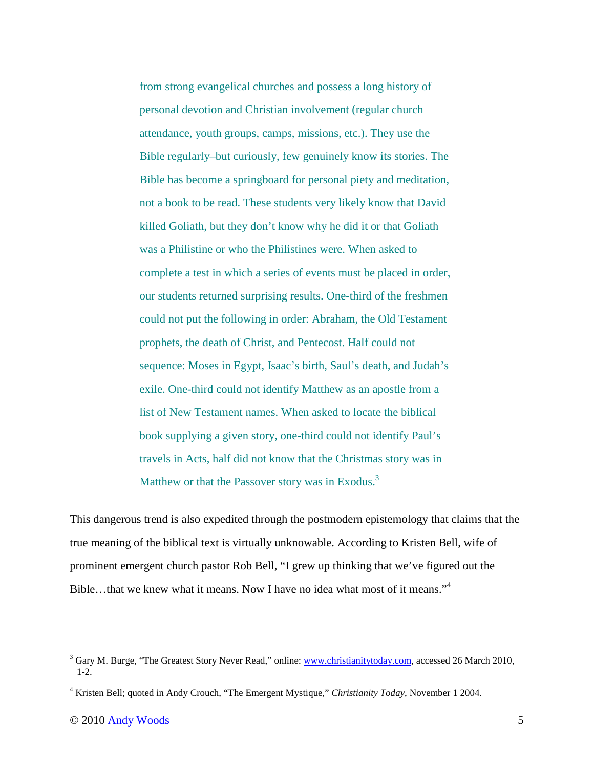> from strong evangelical churches and possess a long history of personal devotion and Christian involvement (regular church attendance, youth groups, camps, missions, etc.). They use the Bible regularly–but curiously, few genuinely know its stories. The Bible has become a springboard for personal piety and meditation, not a book to be read. These students very likely know that David killed Goliath, but they don't know why he did it or that Goliath was a Philistine or who the Philistines were. When asked to complete a test in which a series of events must be placed in order, our students returned surprising results. One-third of the freshmen could not put the following in order: Abraham, the Old Testament prophets, the death of Christ, and Pentecost. Half could not sequence: Moses in Egypt, Isaac's birth, Saul's death, and Judah's exile. One-third could not identify Matthew as an apostle from a list of New Testament names. When asked to locate the biblical book supplying a given story, one-third could not identify Paul's travels in Acts, half did not know that the Christmas story was in Matthew or that the Passover story was in Exodus.[3]

This dangerous trend is also expedited through the postmodern epistemology that claims that the true meaning of the biblical text is virtually unknowable. According to Kristen Bell, wife of prominent emergent church pastor Rob Bell, "I grew up thinking that we've figured out the Bible…that we knew what it means. Now I have no idea what most of it means."[4]

---

[3] Gary M. Burge, "The Greatest Story Never Read," online: www.christianitytoday.com, accessed 26 March 2010, 1-2.

[4] Kristen Bell; quoted in Andy Crouch, "The Emergent Mystique," *Christianity Today*, November 1 2004.

© 2010 Andy Woods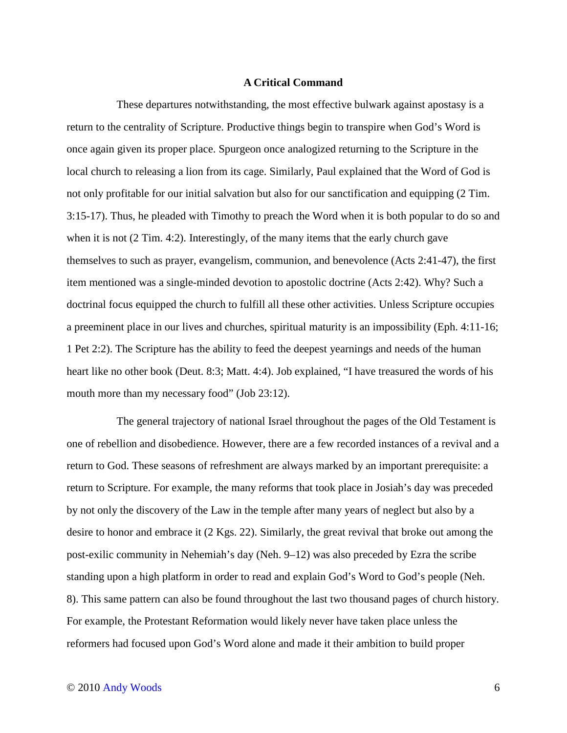## A Critical Command

These departures notwithstanding, the most effective bulwark against apostasy is a return to the centrality of Scripture. Productive things begin to transpire when God's Word is once again given its proper place. Spurgeon once analogized returning to the Scripture in the local church to releasing a lion from its cage. Similarly, Paul explained that the Word of God is not only profitable for our initial salvation but also for our sanctification and equipping (2 Tim. 3:15-17). Thus, he pleaded with Timothy to preach the Word when it is both popular to do so and when it is not (2 Tim. 4:2). Interestingly, of the many items that the early church gave themselves to such as prayer, evangelism, communion, and benevolence (Acts 2:41-47), the first item mentioned was a single-minded devotion to apostolic doctrine (Acts 2:42). Why? Such a doctrinal focus equipped the church to fulfill all these other activities. Unless Scripture occupies a preeminent place in our lives and churches, spiritual maturity is an impossibility (Eph. 4:11-16; 1 Pet 2:2). The Scripture has the ability to feed the deepest yearnings and needs of the human heart like no other book (Deut. 8:3; Matt. 4:4). Job explained, "I have treasured the words of his mouth more than my necessary food" (Job 23:12).

The general trajectory of national Israel throughout the pages of the Old Testament is one of rebellion and disobedience. However, there are a few recorded instances of a revival and a return to God. These seasons of refreshment are always marked by an important prerequisite: a return to Scripture. For example, the many reforms that took place in Josiah's day was preceded by not only the discovery of the Law in the temple after many years of neglect but also by a desire to honor and embrace it (2 Kgs. 22). Similarly, the great revival that broke out among the post-exilic community in Nehemiah's day (Neh. 9–12) was also preceded by Ezra the scribe standing upon a high platform in order to read and explain God's Word to God's people (Neh. 8). This same pattern can also be found throughout the last two thousand pages of church history. For example, the Protestant Reformation would likely never have taken place unless the reformers had focused upon God's Word alone and made it their ambition to build proper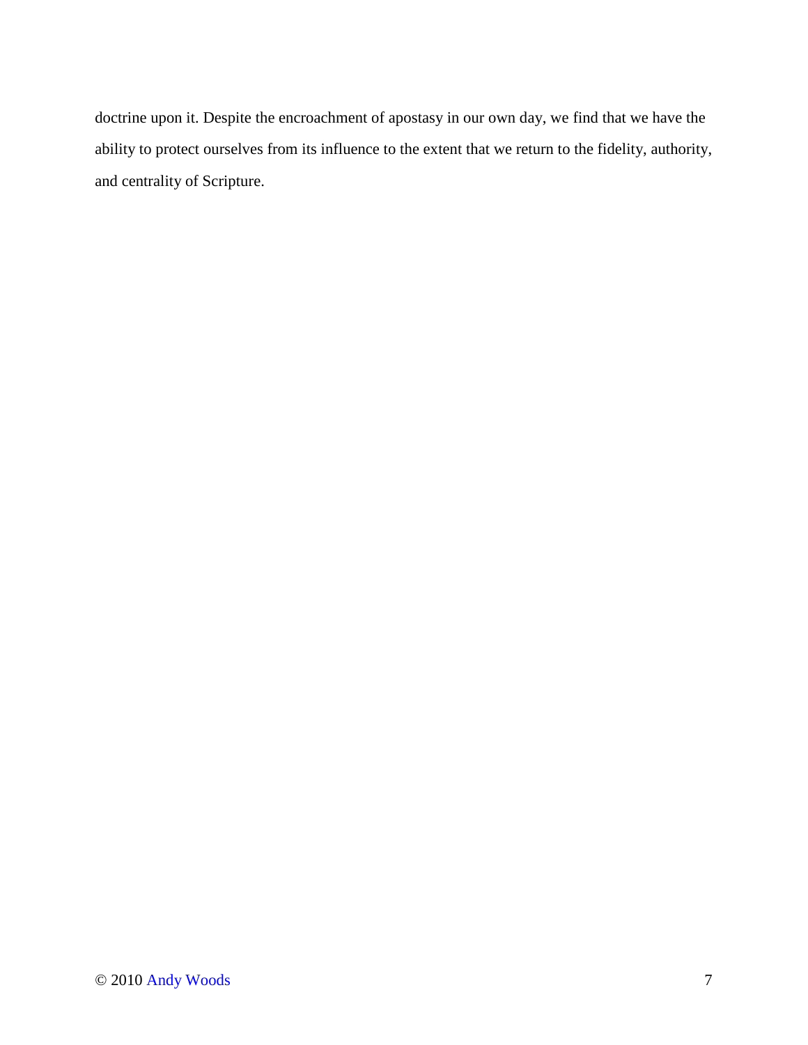doctrine upon it. Despite the encroachment of apostasy in our own day, we find that we have the ability to protect ourselves from its influence to the extent that we return to the fidelity, authority, and centrality of Scripture.